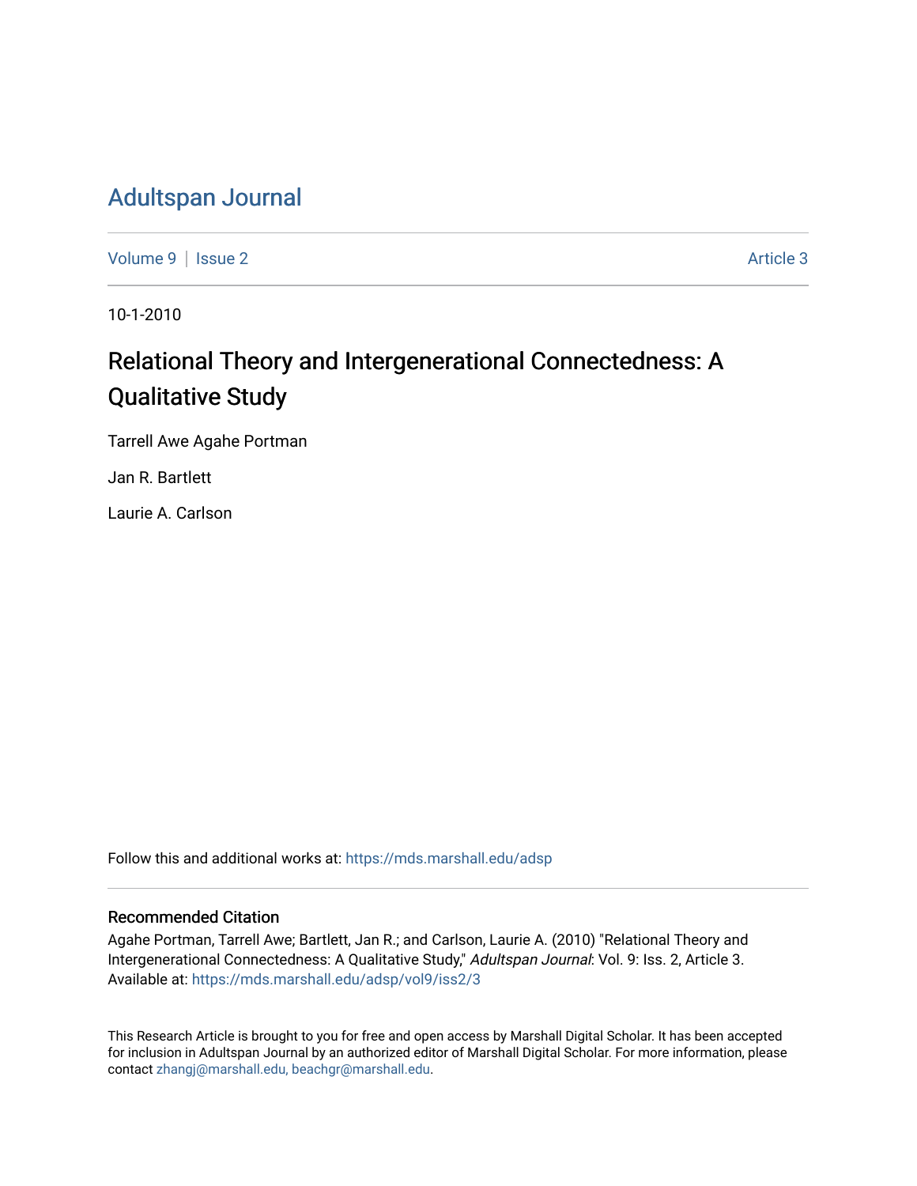# Adultspan Journal

Volume 9 | Issue 2 Article 3

10-1-2010

## Relational Theory and Intergenerational Connectedness: A Qualitative Study

Tarrell Awe Agahe Portman

Jan R. Bartlett

Laurie A. Carlson

Follow this and additional works at: https://mds.marshall.edu/adsp

### Recommended Citation

Agahe Portman, Tarrell Awe; Bartlett, Jan R.; and Carlson, Laurie A. (2010) "Relational Theory and Intergenerational Connectedness: A Qualitative Study," *Adultspan Journal*: Vol. 9: Iss. 2, Article 3.
Available at: https://mds.marshall.edu/adsp/vol9/iss2/3

This Research Article is brought to you for free and open access by Marshall Digital Scholar. It has been accepted for inclusion in Adultspan Journal by an authorized editor of Marshall Digital Scholar. For more information, please contact zhangj@marshall.edu, beachgr@marshall.edu.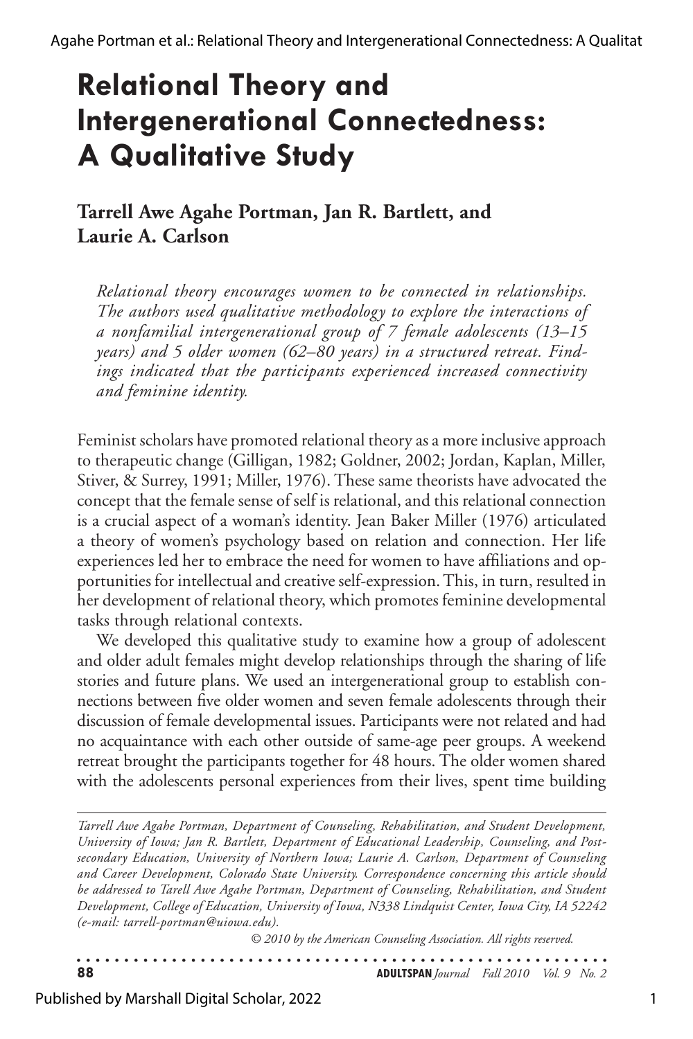# Relational Theory and Intergenerational Connectedness: A Qualitative Study

**Tarrell Awe Agahe Portman, Jan R. Bartlett, and Laurie A. Carlson**

*Relational theory encourages women to be connected in relationships. The authors used qualitative methodology to explore the interactions of a nonfamilial intergenerational group of 7 female adolescents (13–15 years) and 5 older women (62–80 years) in a structured retreat. Findings indicated that the participants experienced increased connectivity and feminine identity.*

Feminist scholars have promoted relational theory as a more inclusive approach to therapeutic change (Gilligan, 1982; Goldner, 2002; Jordan, Kaplan, Miller, Stiver, & Surrey, 1991; Miller, 1976). These same theorists have advocated the concept that the female sense of self is relational, and this relational connection is a crucial aspect of a woman's identity. Jean Baker Miller (1976) articulated a theory of women's psychology based on relation and connection. Her life experiences led her to embrace the need for women to have affiliations and opportunities for intellectual and creative self-expression. This, in turn, resulted in her development of relational theory, which promotes feminine developmental tasks through relational contexts.

We developed this qualitative study to examine how a group of adolescent and older adult females might develop relationships through the sharing of life stories and future plans. We used an intergenerational group to establish connections between five older women and seven female adolescents through their discussion of female developmental issues. Participants were not related and had no acquaintance with each other outside of same-age peer groups. A weekend retreat brought the participants together for 48 hours. The older women shared with the adolescents personal experiences from their lives, spent time building

*Tarrell Awe Agahe Portman, Department of Counseling, Rehabilitation, and Student Development, University of Iowa; Jan R. Bartlett, Department of Educational Leadership, Counseling, and Postsecondary Education, University of Northern Iowa; Laurie A. Carlson, Department of Counseling and Career Development, Colorado State University. Correspondence concerning this article should be addressed to Tarrell Awe Agahe Portman, Department of Counseling, Rehabilitation, and Student Development, College of Education, University of Iowa, N338 Lindquist Center, Iowa City, IA 52242 (e-mail: tarrell-portman@uiowa.edu).*

*© 2010 by the American Counseling Association. All rights reserved.*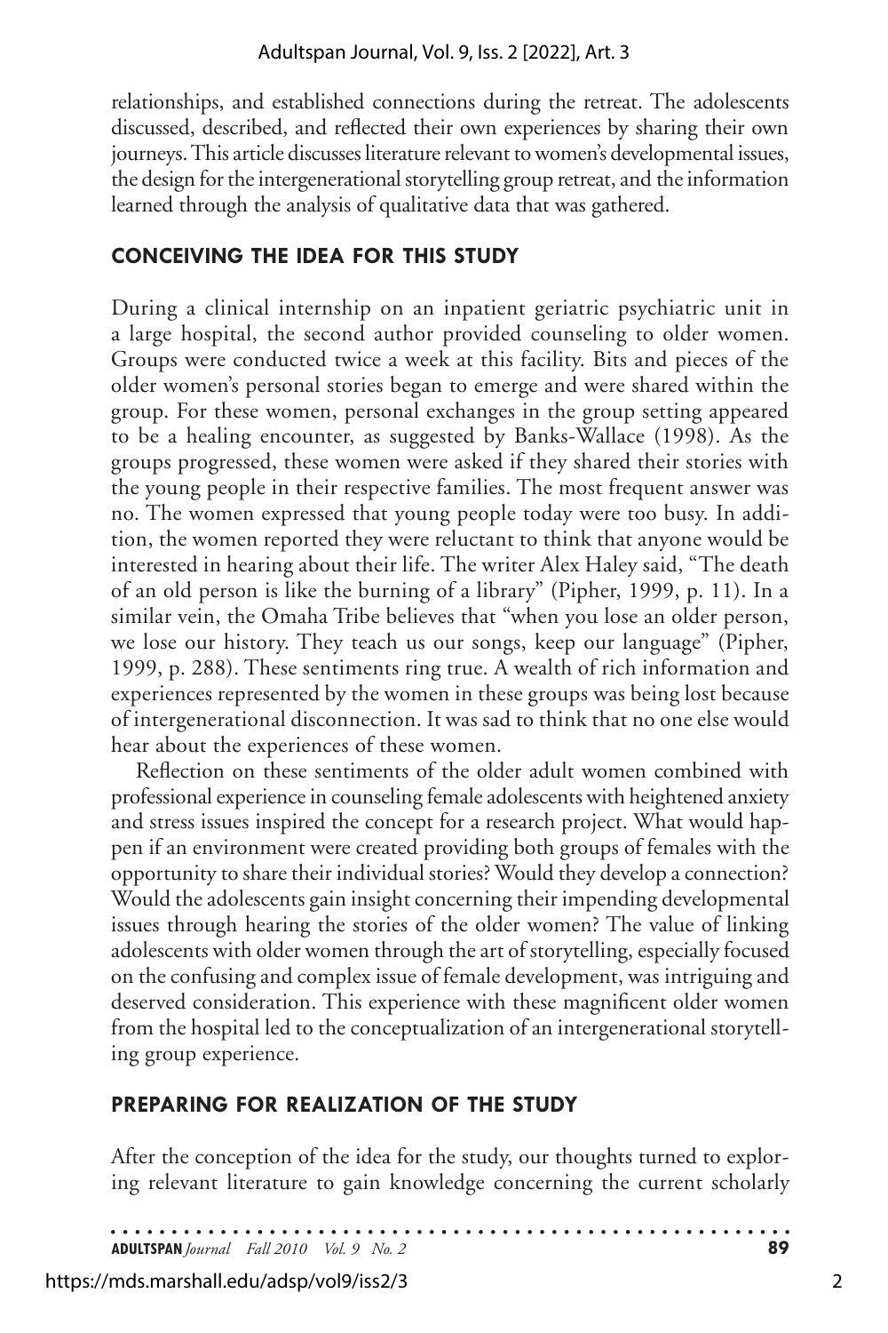relationships, and established connections during the retreat. The adolescents discussed, described, and reflected their own experiences by sharing their own journeys. This article discusses literature relevant to women's developmental issues, the design for the intergenerational storytelling group retreat, and the information learned through the analysis of qualitative data that was gathered.

## CONCEIVING THE IDEA FOR THIS STUDY

During a clinical internship on an inpatient geriatric psychiatric unit in a large hospital, the second author provided counseling to older women. Groups were conducted twice a week at this facility. Bits and pieces of the older women's personal stories began to emerge and were shared within the group. For these women, personal exchanges in the group setting appeared to be a healing encounter, as suggested by Banks-Wallace (1998). As the groups progressed, these women were asked if they shared their stories with the young people in their respective families. The most frequent answer was no. The women expressed that young people today were too busy. In addition, the women reported they were reluctant to think that anyone would be interested in hearing about their life. The writer Alex Haley said, "The death of an old person is like the burning of a library" (Pipher, 1999, p. 11). In a similar vein, the Omaha Tribe believes that "when you lose an older person, we lose our history. They teach us our songs, keep our language" (Pipher, 1999, p. 288). These sentiments ring true. A wealth of rich information and experiences represented by the women in these groups was being lost because of intergenerational disconnection. It was sad to think that no one else would hear about the experiences of these women.

Reflection on these sentiments of the older adult women combined with professional experience in counseling female adolescents with heightened anxiety and stress issues inspired the concept for a research project. What would happen if an environment were created providing both groups of females with the opportunity to share their individual stories? Would they develop a connection? Would the adolescents gain insight concerning their impending developmental issues through hearing the stories of the older women? The value of linking adolescents with older women through the art of storytelling, especially focused on the confusing and complex issue of female development, was intriguing and deserved consideration. This experience with these magnificent older women from the hospital led to the conceptualization of an intergenerational storytelling group experience.

## PREPARING FOR REALIZATION OF THE STUDY

After the conception of the idea for the study, our thoughts turned to exploring relevant literature to gain knowledge concerning the current scholarly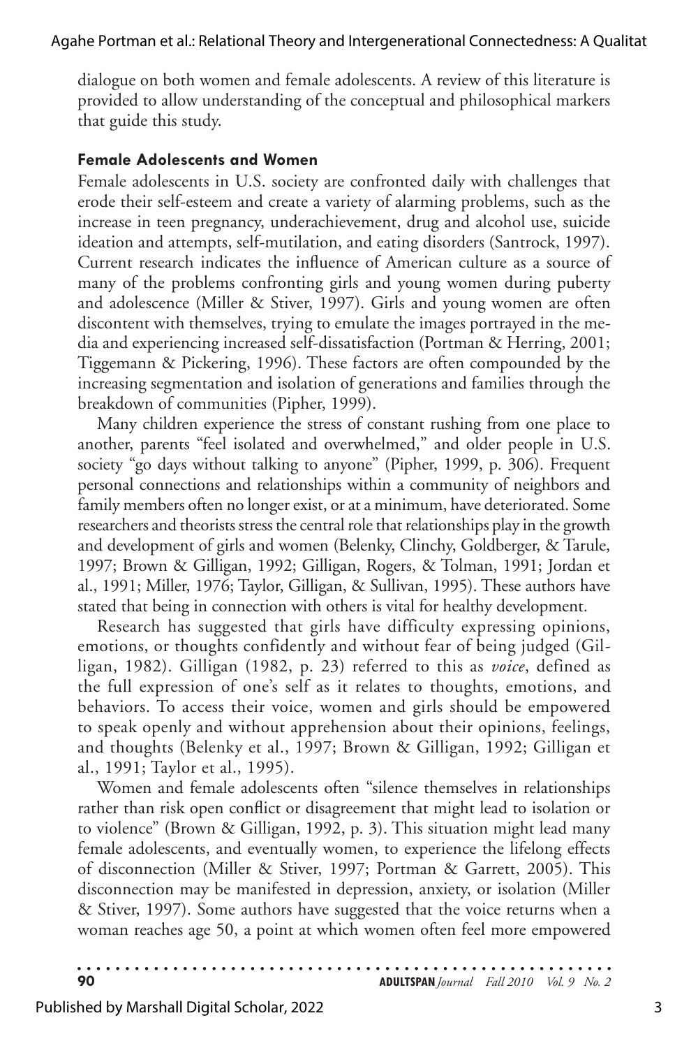dialogue on both women and female adolescents. A review of this literature is provided to allow understanding of the conceptual and philosophical markers that guide this study.

### Female Adolescents and Women

Female adolescents in U.S. society are confronted daily with challenges that erode their self-esteem and create a variety of alarming problems, such as the increase in teen pregnancy, underachievement, drug and alcohol use, suicide ideation and attempts, self-mutilation, and eating disorders (Santrock, 1997). Current research indicates the influence of American culture as a source of many of the problems confronting girls and young women during puberty and adolescence (Miller & Stiver, 1997). Girls and young women are often discontent with themselves, trying to emulate the images portrayed in the media and experiencing increased self-dissatisfaction (Portman & Herring, 2001; Tiggemann & Pickering, 1996). These factors are often compounded by the increasing segmentation and isolation of generations and families through the breakdown of communities (Pipher, 1999).

Many children experience the stress of constant rushing from one place to another, parents "feel isolated and overwhelmed," and older people in U.S. society "go days without talking to anyone" (Pipher, 1999, p. 306). Frequent personal connections and relationships within a community of neighbors and family members often no longer exist, or at a minimum, have deteriorated. Some researchers and theorists stress the central role that relationships play in the growth and development of girls and women (Belenky, Clinchy, Goldberger, & Tarule, 1997; Brown & Gilligan, 1992; Gilligan, Rogers, & Tolman, 1991; Jordan et al., 1991; Miller, 1976; Taylor, Gilligan, & Sullivan, 1995). These authors have stated that being in connection with others is vital for healthy development.

Research has suggested that girls have difficulty expressing opinions, emotions, or thoughts confidently and without fear of being judged (Gilligan, 1982). Gilligan (1982, p. 23) referred to this as *voice*, defined as the full expression of one's self as it relates to thoughts, emotions, and behaviors. To access their voice, women and girls should be empowered to speak openly and without apprehension about their opinions, feelings, and thoughts (Belenky et al., 1997; Brown & Gilligan, 1992; Gilligan et al., 1991; Taylor et al., 1995).

Women and female adolescents often "silence themselves in relationships rather than risk open conflict or disagreement that might lead to isolation or to violence" (Brown & Gilligan, 1992, p. 3). This situation might lead many female adolescents, and eventually women, to experience the lifelong effects of disconnection (Miller & Stiver, 1997; Portman & Garrett, 2005). This disconnection may be manifested in depression, anxiety, or isolation (Miller & Stiver, 1997). Some authors have suggested that the voice returns when a woman reaches age 50, a point at which women often feel more empowered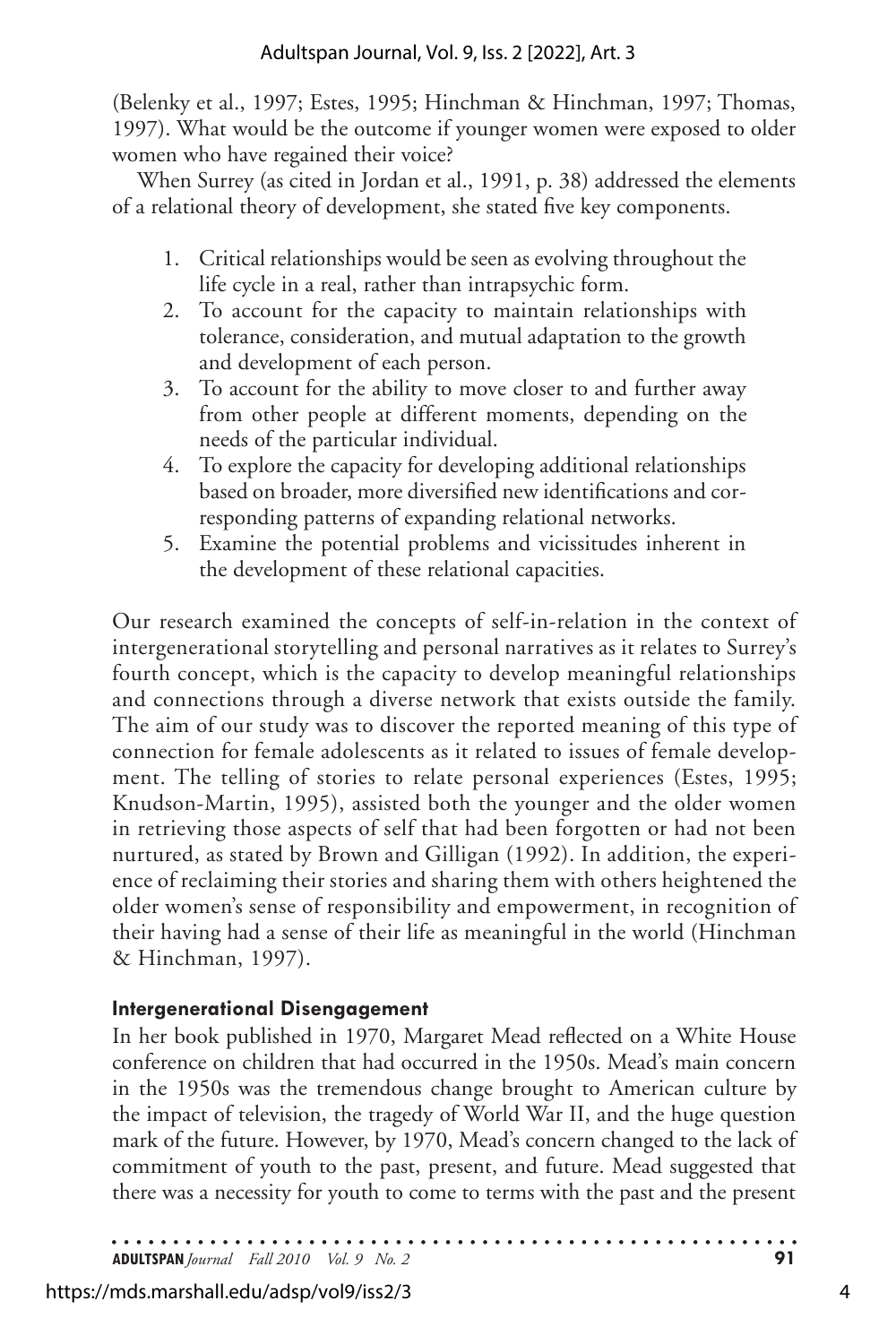(Belenky et al., 1997; Estes, 1995; Hinchman & Hinchman, 1997; Thomas, 1997). What would be the outcome if younger women were exposed to older women who have regained their voice?

When Surrey (as cited in Jordan et al., 1991, p. 38) addressed the elements of a relational theory of development, she stated five key components.

1. Critical relationships would be seen as evolving throughout the life cycle in a real, rather than intrapsychic form.
2. To account for the capacity to maintain relationships with tolerance, consideration, and mutual adaptation to the growth and development of each person.
3. To account for the ability to move closer to and further away from other people at different moments, depending on the needs of the particular individual.
4. To explore the capacity for developing additional relationships based on broader, more diversified new identifications and corresponding patterns of expanding relational networks.
5. Examine the potential problems and vicissitudes inherent in the development of these relational capacities.

Our research examined the concepts of self-in-relation in the context of intergenerational storytelling and personal narratives as it relates to Surrey's fourth concept, which is the capacity to develop meaningful relationships and connections through a diverse network that exists outside the family. The aim of our study was to discover the reported meaning of this type of connection for female adolescents as it related to issues of female development. The telling of stories to relate personal experiences (Estes, 1995; Knudson-Martin, 1995), assisted both the younger and the older women in retrieving those aspects of self that had been forgotten or had not been nurtured, as stated by Brown and Gilligan (1992). In addition, the experience of reclaiming their stories and sharing them with others heightened the older women's sense of responsibility and empowerment, in recognition of their having had a sense of their life as meaningful in the world (Hinchman & Hinchman, 1997).

### Intergenerational Disengagement

In her book published in 1970, Margaret Mead reflected on a White House conference on children that had occurred in the 1950s. Mead's main concern in the 1950s was the tremendous change brought to American culture by the impact of television, the tragedy of World War II, and the huge question mark of the future. However, by 1970, Mead's concern changed to the lack of commitment of youth to the past, present, and future. Mead suggested that there was a necessity for youth to come to terms with the past and the present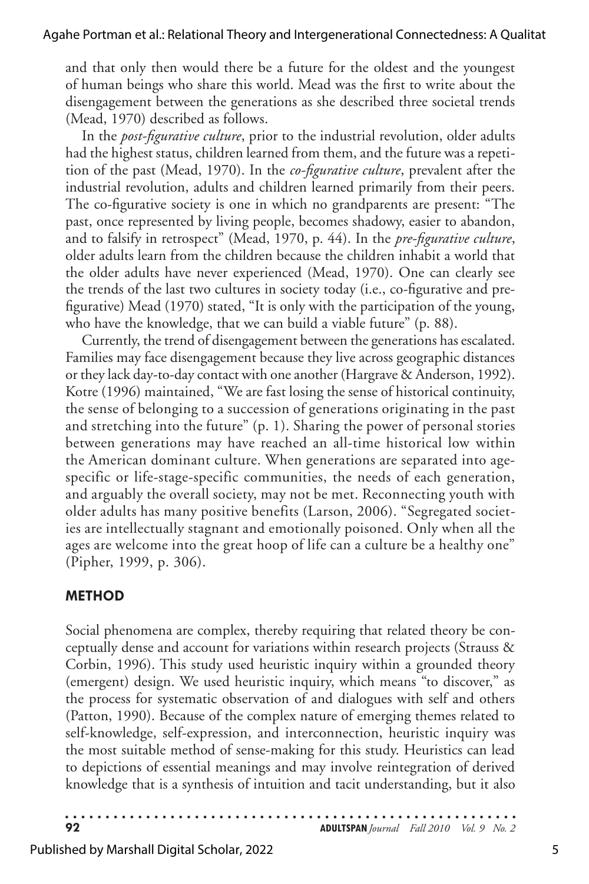and that only then would there be a future for the oldest and the youngest of human beings who share this world. Mead was the first to write about the disengagement between the generations as she described three societal trends (Mead, 1970) described as follows.

In the *post-figurative culture*, prior to the industrial revolution, older adults had the highest status, children learned from them, and the future was a repetition of the past (Mead, 1970). In the *co-figurative culture*, prevalent after the industrial revolution, adults and children learned primarily from their peers. The co-figurative society is one in which no grandparents are present: "The past, once represented by living people, becomes shadowy, easier to abandon, and to falsify in retrospect" (Mead, 1970, p. 44). In the *pre-figurative culture*, older adults learn from the children because the children inhabit a world that the older adults have never experienced (Mead, 1970). One can clearly see the trends of the last two cultures in society today (i.e., co-figurative and pre-figurative) Mead (1970) stated, "It is only with the participation of the young, who have the knowledge, that we can build a viable future" (p. 88).

Currently, the trend of disengagement between the generations has escalated. Families may face disengagement because they live across geographic distances or they lack day-to-day contact with one another (Hargrave & Anderson, 1992). Kotre (1996) maintained, "We are fast losing the sense of historical continuity, the sense of belonging to a succession of generations originating in the past and stretching into the future" (p. 1). Sharing the power of personal stories between generations may have reached an all-time historical low within the American dominant culture. When generations are separated into age-specific or life-stage-specific communities, the needs of each generation, and arguably the overall society, may not be met. Reconnecting youth with older adults has many positive benefits (Larson, 2006). "Segregated societies are intellectually stagnant and emotionally poisoned. Only when all the ages are welcome into the great hoop of life can a culture be a healthy one" (Pipher, 1999, p. 306).

## METHOD

Social phenomena are complex, thereby requiring that related theory be conceptually dense and account for variations within research projects (Strauss & Corbin, 1996). This study used heuristic inquiry within a grounded theory (emergent) design. We used heuristic inquiry, which means "to discover," as the process for systematic observation of and dialogues with self and others (Patton, 1990). Because of the complex nature of emerging themes related to self-knowledge, self-expression, and interconnection, heuristic inquiry was the most suitable method of sense-making for this study. Heuristics can lead to depictions of essential meanings and may involve reintegration of derived knowledge that is a synthesis of intuition and tacit understanding, but it also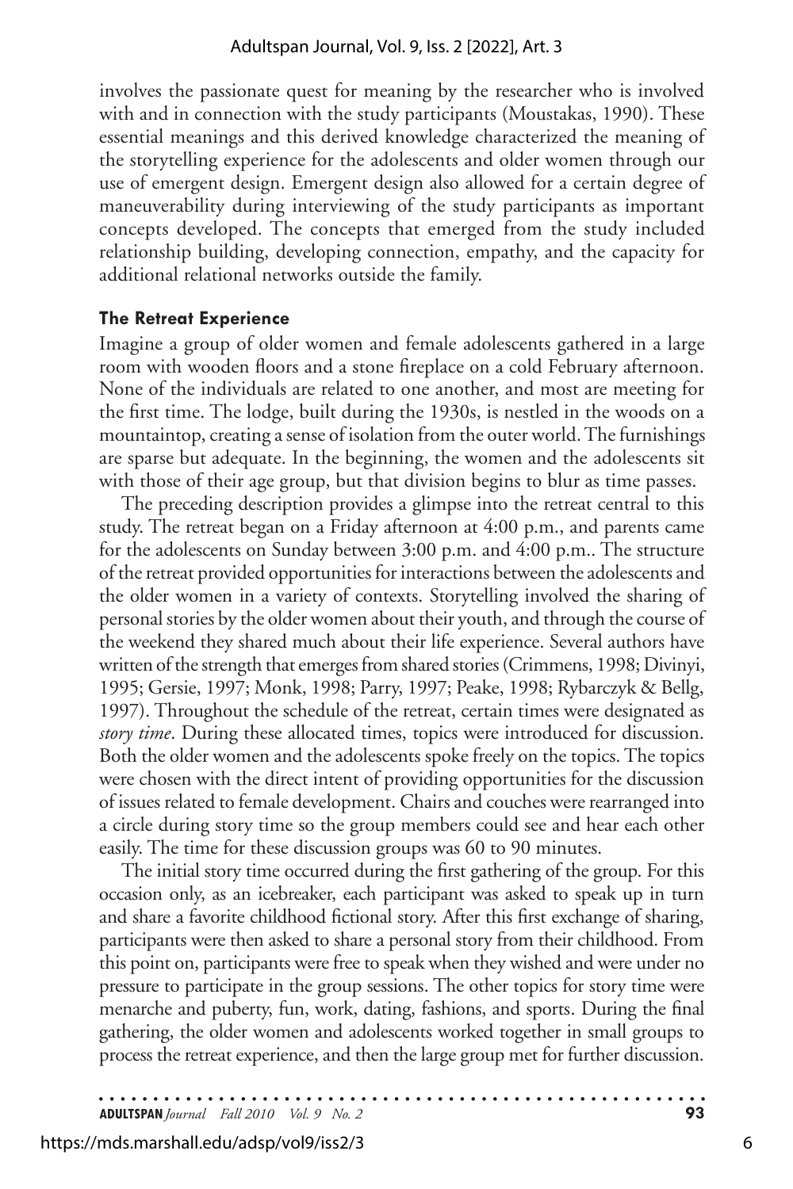involves the passionate quest for meaning by the researcher who is involved with and in connection with the study participants (Moustakas, 1990). These essential meanings and this derived knowledge characterized the meaning of the storytelling experience for the adolescents and older women through our use of emergent design. Emergent design also allowed for a certain degree of maneuverability during interviewing of the study participants as important concepts developed. The concepts that emerged from the study included relationship building, developing connection, empathy, and the capacity for additional relational networks outside the family.

### The Retreat Experience

Imagine a group of older women and female adolescents gathered in a large room with wooden floors and a stone fireplace on a cold February afternoon. None of the individuals are related to one another, and most are meeting for the first time. The lodge, built during the 1930s, is nestled in the woods on a mountaintop, creating a sense of isolation from the outer world. The furnishings are sparse but adequate. In the beginning, the women and the adolescents sit with those of their age group, but that division begins to blur as time passes.

The preceding description provides a glimpse into the retreat central to this study. The retreat began on a Friday afternoon at 4:00 p.m., and parents came for the adolescents on Sunday between 3:00 p.m. and 4:00 p.m.. The structure of the retreat provided opportunities for interactions between the adolescents and the older women in a variety of contexts. Storytelling involved the sharing of personal stories by the older women about their youth, and through the course of the weekend they shared much about their life experience. Several authors have written of the strength that emerges from shared stories (Crimmens, 1998; Divinyi, 1995; Gersie, 1997; Monk, 1998; Parry, 1997; Peake, 1998; Rybarczyk & Bellg, 1997). Throughout the schedule of the retreat, certain times were designated as *story time*. During these allocated times, topics were introduced for discussion. Both the older women and the adolescents spoke freely on the topics. The topics were chosen with the direct intent of providing opportunities for the discussion of issues related to female development. Chairs and couches were rearranged into a circle during story time so the group members could see and hear each other easily. The time for these discussion groups was 60 to 90 minutes.

The initial story time occurred during the first gathering of the group. For this occasion only, as an icebreaker, each participant was asked to speak up in turn and share a favorite childhood fictional story. After this first exchange of sharing, participants were then asked to share a personal story from their childhood. From this point on, participants were free to speak when they wished and were under no pressure to participate in the group sessions. The other topics for story time were menarche and puberty, fun, work, dating, fashions, and sports. During the final gathering, the older women and adolescents worked together in small groups to process the retreat experience, and then the large group met for further discussion.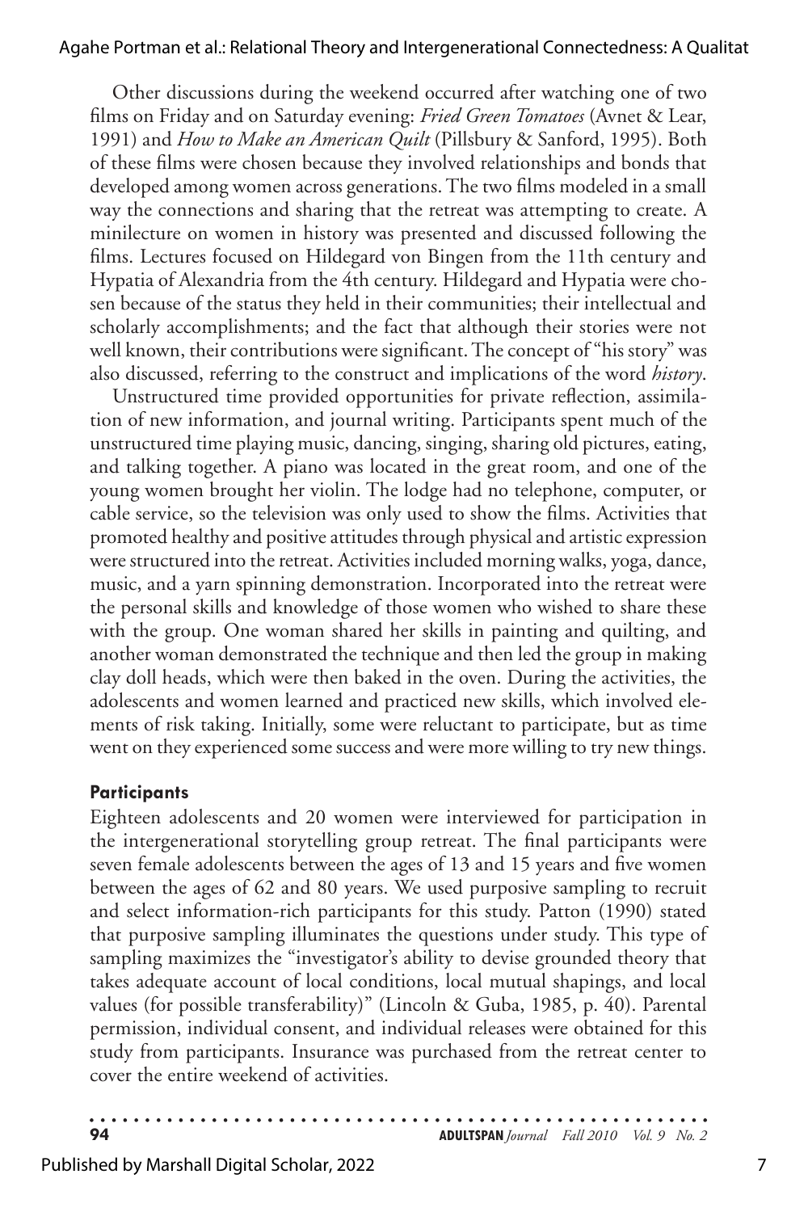Other discussions during the weekend occurred after watching one of two films on Friday and on Saturday evening: *Fried Green Tomatoes* (Avnet & Lear, 1991) and *How to Make an American Quilt* (Pillsbury & Sanford, 1995). Both of these films were chosen because they involved relationships and bonds that developed among women across generations. The two films modeled in a small way the connections and sharing that the retreat was attempting to create. A minilecture on women in history was presented and discussed following the films. Lectures focused on Hildegard von Bingen from the 11th century and Hypatia of Alexandria from the 4th century. Hildegard and Hypatia were chosen because of the status they held in their communities; their intellectual and scholarly accomplishments; and the fact that although their stories were not well known, their contributions were significant. The concept of "his story" was also discussed, referring to the construct and implications of the word *history*.

Unstructured time provided opportunities for private reflection, assimilation of new information, and journal writing. Participants spent much of the unstructured time playing music, dancing, singing, sharing old pictures, eating, and talking together. A piano was located in the great room, and one of the young women brought her violin. The lodge had no telephone, computer, or cable service, so the television was only used to show the films. Activities that promoted healthy and positive attitudes through physical and artistic expression were structured into the retreat. Activities included morning walks, yoga, dance, music, and a yarn spinning demonstration. Incorporated into the retreat were the personal skills and knowledge of those women who wished to share these with the group. One woman shared her skills in painting and quilting, and another woman demonstrated the technique and then led the group in making clay doll heads, which were then baked in the oven. During the activities, the adolescents and women learned and practiced new skills, which involved elements of risk taking. Initially, some were reluctant to participate, but as time went on they experienced some success and were more willing to try new things.

### Participants

Eighteen adolescents and 20 women were interviewed for participation in the intergenerational storytelling group retreat. The final participants were seven female adolescents between the ages of 13 and 15 years and five women between the ages of 62 and 80 years. We used purposive sampling to recruit and select information-rich participants for this study. Patton (1990) stated that purposive sampling illuminates the questions under study. This type of sampling maximizes the "investigator's ability to devise grounded theory that takes adequate account of local conditions, local mutual shapings, and local values (for possible transferability)" (Lincoln & Guba, 1985, p. 40). Parental permission, individual consent, and individual releases were obtained for this study from participants. Insurance was purchased from the retreat center to cover the entire weekend of activities.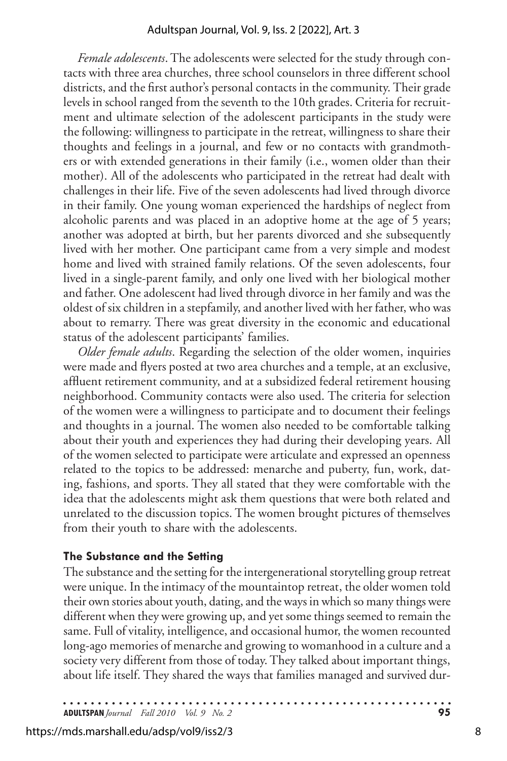*Female adolescents*. The adolescents were selected for the study through contacts with three area churches, three school counselors in three different school districts, and the first author's personal contacts in the community. Their grade levels in school ranged from the seventh to the 10th grades. Criteria for recruitment and ultimate selection of the adolescent participants in the study were the following: willingness to participate in the retreat, willingness to share their thoughts and feelings in a journal, and few or no contacts with grandmothers or with extended generations in their family (i.e., women older than their mother). All of the adolescents who participated in the retreat had dealt with challenges in their life. Five of the seven adolescents had lived through divorce in their family. One young woman experienced the hardships of neglect from alcoholic parents and was placed in an adoptive home at the age of 5 years; another was adopted at birth, but her parents divorced and she subsequently lived with her mother. One participant came from a very simple and modest home and lived with strained family relations. Of the seven adolescents, four lived in a single-parent family, and only one lived with her biological mother and father. One adolescent had lived through divorce in her family and was the oldest of six children in a stepfamily, and another lived with her father, who was about to remarry. There was great diversity in the economic and educational status of the adolescent participants' families.

*Older female adults*. Regarding the selection of the older women, inquiries were made and flyers posted at two area churches and a temple, at an exclusive, affluent retirement community, and at a subsidized federal retirement housing neighborhood. Community contacts were also used. The criteria for selection of the women were a willingness to participate and to document their feelings and thoughts in a journal. The women also needed to be comfortable talking about their youth and experiences they had during their developing years. All of the women selected to participate were articulate and expressed an openness related to the topics to be addressed: menarche and puberty, fun, work, dating, fashions, and sports. They all stated that they were comfortable with the idea that the adolescents might ask them questions that were both related and unrelated to the discussion topics. The women brought pictures of themselves from their youth to share with the adolescents.

### The Substance and the Setting

The substance and the setting for the intergenerational storytelling group retreat were unique. In the intimacy of the mountaintop retreat, the older women told their own stories about youth, dating, and the ways in which so many things were different when they were growing up, and yet some things seemed to remain the same. Full of vitality, intelligence, and occasional humor, the women recounted long-ago memories of menarche and growing to womanhood in a culture and a society very different from those of today. They talked about important things, about life itself. They shared the ways that families managed and survived dur-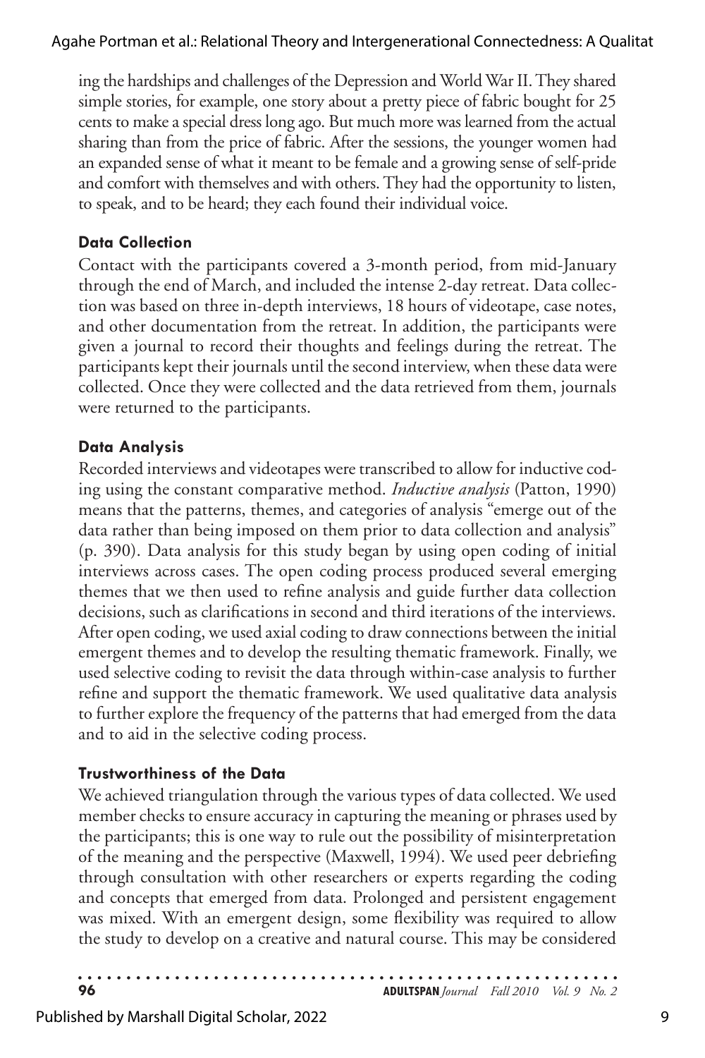ing the hardships and challenges of the Depression and World War II. They shared simple stories, for example, one story about a pretty piece of fabric bought for 25 cents to make a special dress long ago. But much more was learned from the actual sharing than from the price of fabric. After the sessions, the younger women had an expanded sense of what it meant to be female and a growing sense of self-pride and comfort with themselves and with others. They had the opportunity to listen, to speak, and to be heard; they each found their individual voice.

### Data Collection

Contact with the participants covered a 3-month period, from mid-January through the end of March, and included the intense 2-day retreat. Data collection was based on three in-depth interviews, 18 hours of videotape, case notes, and other documentation from the retreat. In addition, the participants were given a journal to record their thoughts and feelings during the retreat. The participants kept their journals until the second interview, when these data were collected. Once they were collected and the data retrieved from them, journals were returned to the participants.

### Data Analysis

Recorded interviews and videotapes were transcribed to allow for inductive coding using the constant comparative method. *Inductive analysis* (Patton, 1990) means that the patterns, themes, and categories of analysis "emerge out of the data rather than being imposed on them prior to data collection and analysis" (p. 390). Data analysis for this study began by using open coding of initial interviews across cases. The open coding process produced several emerging themes that we then used to refine analysis and guide further data collection decisions, such as clarifications in second and third iterations of the interviews. After open coding, we used axial coding to draw connections between the initial emergent themes and to develop the resulting thematic framework. Finally, we used selective coding to revisit the data through within-case analysis to further refine and support the thematic framework. We used qualitative data analysis to further explore the frequency of the patterns that had emerged from the data and to aid in the selective coding process.

### Trustworthiness of the Data

We achieved triangulation through the various types of data collected. We used member checks to ensure accuracy in capturing the meaning or phrases used by the participants; this is one way to rule out the possibility of misinterpretation of the meaning and the perspective (Maxwell, 1994). We used peer debriefing through consultation with other researchers or experts regarding the coding and concepts that emerged from data. Prolonged and persistent engagement was mixed. With an emergent design, some flexibility was required to allow the study to develop on a creative and natural course. This may be considered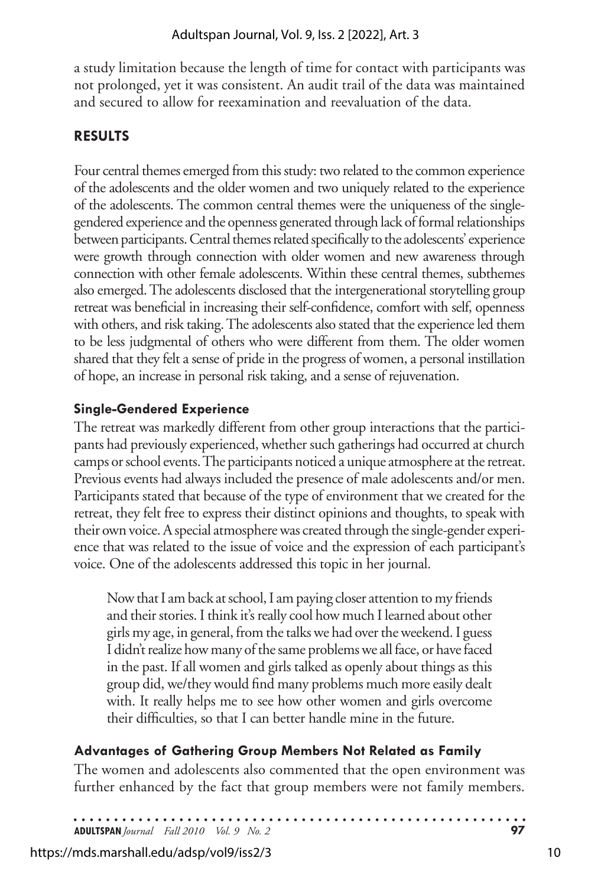a study limitation because the length of time for contact with participants was not prolonged, yet it was consistent. An audit trail of the data was maintained and secured to allow for reexamination and reevaluation of the data.

## RESULTS

Four central themes emerged from this study: two related to the common experience of the adolescents and the older women and two uniquely related to the experience of the adolescents. The common central themes were the uniqueness of the single-gendered experience and the openness generated through lack of formal relationships between participants. Central themes related specifically to the adolescents' experience were growth through connection with older women and new awareness through connection with other female adolescents. Within these central themes, subthemes also emerged. The adolescents disclosed that the intergenerational storytelling group retreat was beneficial in increasing their self-confidence, comfort with self, openness with others, and risk taking. The adolescents also stated that the experience led them to be less judgmental of others who were different from them. The older women shared that they felt a sense of pride in the progress of women, a personal instillation of hope, an increase in personal risk taking, and a sense of rejuvenation.

### Single-Gendered Experience

The retreat was markedly different from other group interactions that the participants had previously experienced, whether such gatherings had occurred at church camps or school events. The participants noticed a unique atmosphere at the retreat. Previous events had always included the presence of male adolescents and/or men. Participants stated that because of the type of environment that we created for the retreat, they felt free to express their distinct opinions and thoughts, to speak with their own voice. A special atmosphere was created through the single-gender experience that was related to the issue of voice and the expression of each participant's voice. One of the adolescents addressed this topic in her journal.

> Now that I am back at school, I am paying closer attention to my friends and their stories. I think it's really cool how much I learned about other girls my age, in general, from the talks we had over the weekend. I guess I didn't realize how many of the same problems we all face, or have faced in the past. If all women and girls talked as openly about things as this group did, we/they would find many problems much more easily dealt with. It really helps me to see how other women and girls overcome their difficulties, so that I can better handle mine in the future.

### Advantages of Gathering Group Members Not Related as Family

The women and adolescents also commented that the open environment was further enhanced by the fact that group members were not family members.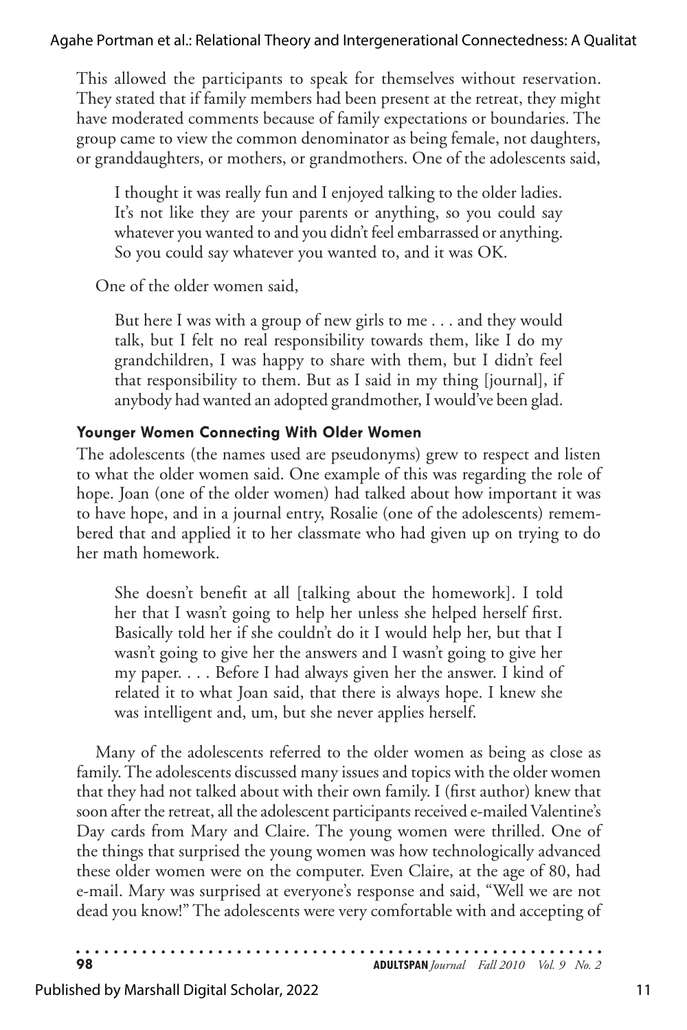This allowed the participants to speak for themselves without reservation. They stated that if family members had been present at the retreat, they might have moderated comments because of family expectations or boundaries. The group came to view the common denominator as being female, not daughters, or granddaughters, or mothers, or grandmothers. One of the adolescents said,

> I thought it was really fun and I enjoyed talking to the older ladies. It's not like they are your parents or anything, so you could say whatever you wanted to and you didn't feel embarrassed or anything. So you could say whatever you wanted to, and it was OK.

One of the older women said,

> But here I was with a group of new girls to me . . . and they would talk, but I felt no real responsibility towards them, like I do my grandchildren, I was happy to share with them, but I didn't feel that responsibility to them. But as I said in my thing [journal], if anybody had wanted an adopted grandmother, I would've been glad.

### Younger Women Connecting With Older Women

The adolescents (the names used are pseudonyms) grew to respect and listen to what the older women said. One example of this was regarding the role of hope. Joan (one of the older women) had talked about how important it was to have hope, and in a journal entry, Rosalie (one of the adolescents) remembered that and applied it to her classmate who had given up on trying to do her math homework.

> She doesn't benefit at all [talking about the homework]. I told her that I wasn't going to help her unless she helped herself first. Basically told her if she couldn't do it I would help her, but that I wasn't going to give her the answers and I wasn't going to give her my paper. . . . Before I had always given her the answer. I kind of related it to what Joan said, that there is always hope. I knew she was intelligent and, um, but she never applies herself.

Many of the adolescents referred to the older women as being as close as family. The adolescents discussed many issues and topics with the older women that they had not talked about with their own family. I (first author) knew that soon after the retreat, all the adolescent participants received e-mailed Valentine's Day cards from Mary and Claire. The young women were thrilled. One of the things that surprised the young women was how technologically advanced these older women were on the computer. Even Claire, at the age of 80, had e-mail. Mary was surprised at everyone's response and said, "Well we are not dead you know!" The adolescents were very comfortable with and accepting of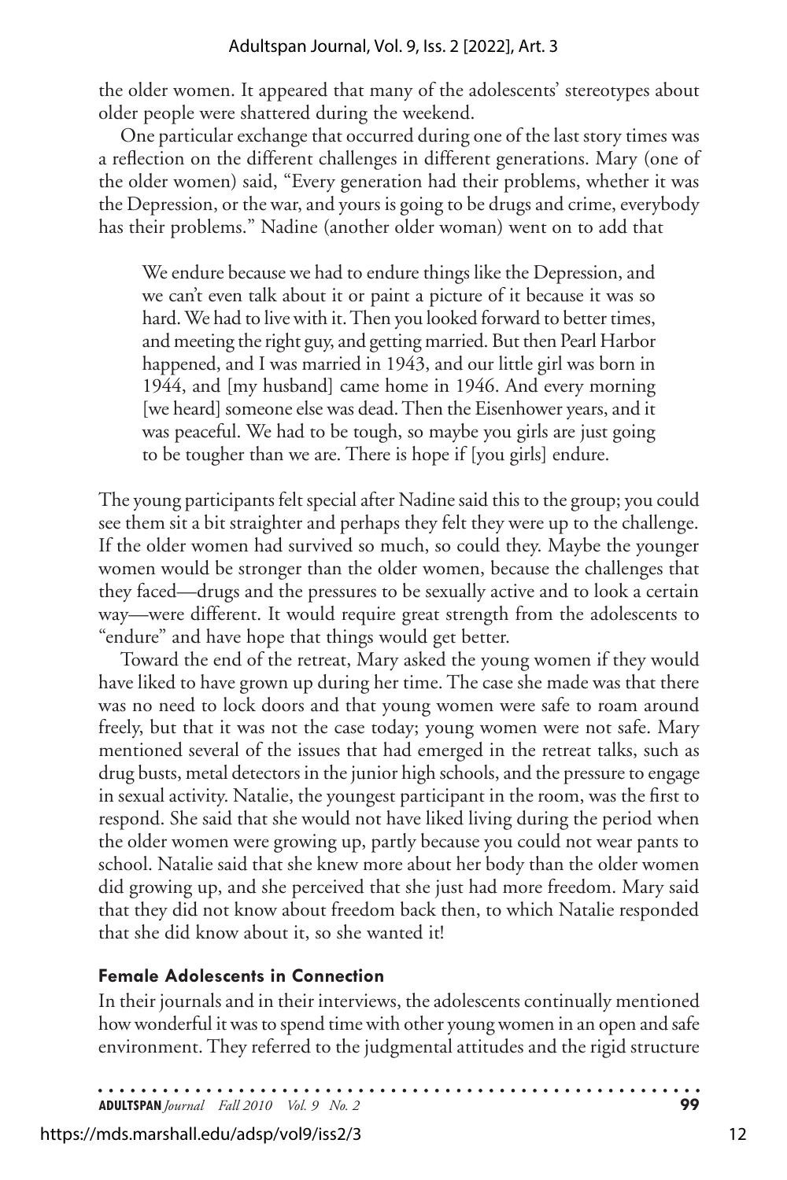the older women. It appeared that many of the adolescents' stereotypes about older people were shattered during the weekend.

One particular exchange that occurred during one of the last story times was a reflection on the different challenges in different generations. Mary (one of the older women) said, "Every generation had their problems, whether it was the Depression, or the war, and yours is going to be drugs and crime, everybody has their problems." Nadine (another older woman) went on to add that

> We endure because we had to endure things like the Depression, and we can't even talk about it or paint a picture of it because it was so hard. We had to live with it. Then you looked forward to better times, and meeting the right guy, and getting married. But then Pearl Harbor happened, and I was married in 1943, and our little girl was born in 1944, and [my husband] came home in 1946. And every morning [we heard] someone else was dead. Then the Eisenhower years, and it was peaceful. We had to be tough, so maybe you girls are just going to be tougher than we are. There is hope if [you girls] endure.

The young participants felt special after Nadine said this to the group; you could see them sit a bit straighter and perhaps they felt they were up to the challenge. If the older women had survived so much, so could they. Maybe the younger women would be stronger than the older women, because the challenges that they faced—drugs and the pressures to be sexually active and to look a certain way—were different. It would require great strength from the adolescents to "endure" and have hope that things would get better.

Toward the end of the retreat, Mary asked the young women if they would have liked to have grown up during her time. The case she made was that there was no need to lock doors and that young women were safe to roam around freely, but that it was not the case today; young women were not safe. Mary mentioned several of the issues that had emerged in the retreat talks, such as drug busts, metal detectors in the junior high schools, and the pressure to engage in sexual activity. Natalie, the youngest participant in the room, was the first to respond. She said that she would not have liked living during the period when the older women were growing up, partly because you could not wear pants to school. Natalie said that she knew more about her body than the older women did growing up, and she perceived that she just had more freedom. Mary said that they did not know about freedom back then, to which Natalie responded that she did know about it, so she wanted it!

### Female Adolescents in Connection

In their journals and in their interviews, the adolescents continually mentioned how wonderful it was to spend time with other young women in an open and safe environment. They referred to the judgmental attitudes and the rigid structure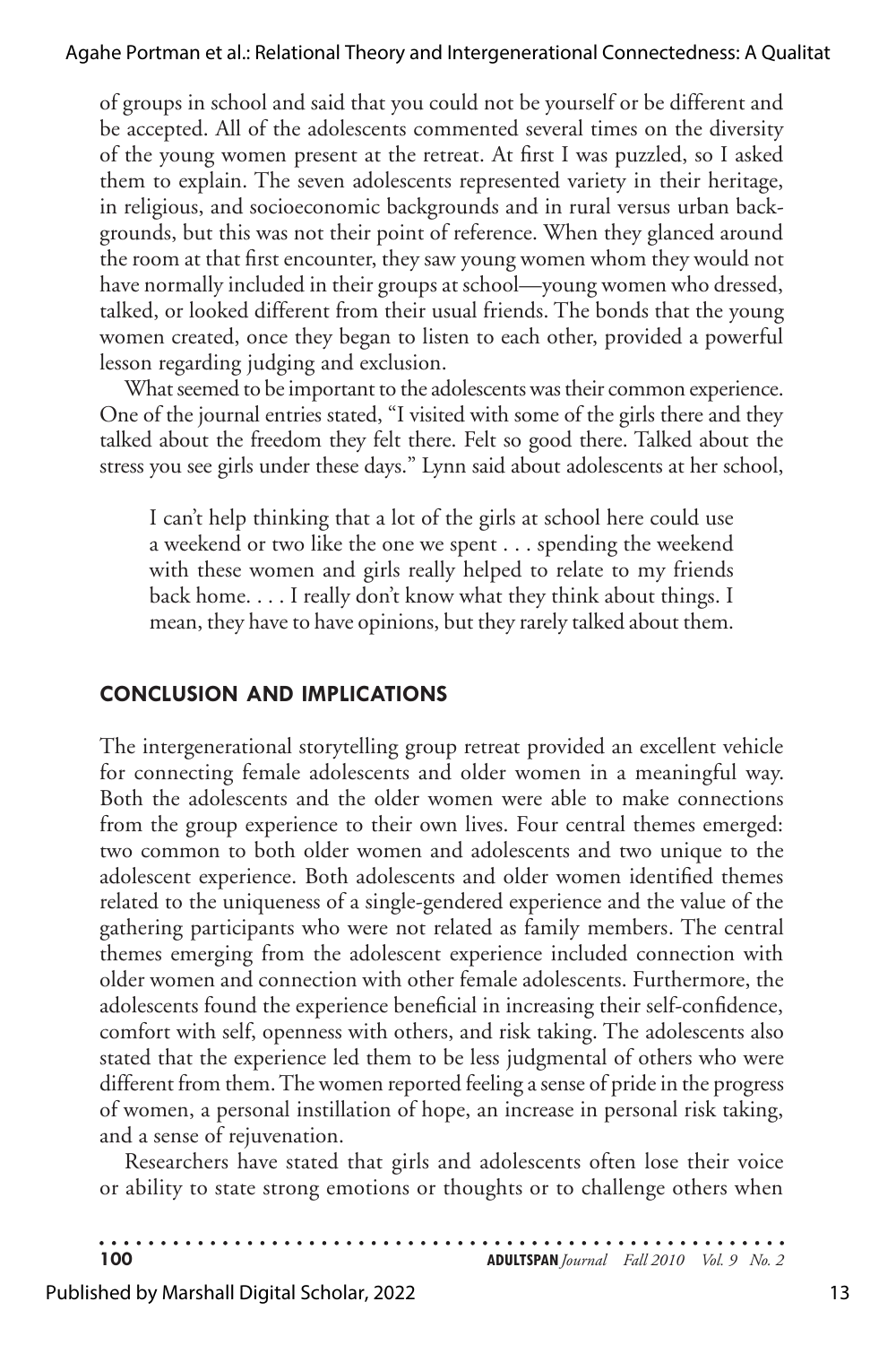of groups in school and said that you could not be yourself or be different and be accepted. All of the adolescents commented several times on the diversity of the young women present at the retreat. At first I was puzzled, so I asked them to explain. The seven adolescents represented variety in their heritage, in religious, and socioeconomic backgrounds and in rural versus urban backgrounds, but this was not their point of reference. When they glanced around the room at that first encounter, they saw young women whom they would not have normally included in their groups at school—young women who dressed, talked, or looked different from their usual friends. The bonds that the young women created, once they began to listen to each other, provided a powerful lesson regarding judging and exclusion.

What seemed to be important to the adolescents was their common experience. One of the journal entries stated, "I visited with some of the girls there and they talked about the freedom they felt there. Felt so good there. Talked about the stress you see girls under these days." Lynn said about adolescents at her school,

> I can't help thinking that a lot of the girls at school here could use a weekend or two like the one we spent . . . spending the weekend with these women and girls really helped to relate to my friends back home. . . . I really don't know what they think about things. I mean, they have to have opinions, but they rarely talked about them.

## CONCLUSION AND IMPLICATIONS

The intergenerational storytelling group retreat provided an excellent vehicle for connecting female adolescents and older women in a meaningful way. Both the adolescents and the older women were able to make connections from the group experience to their own lives. Four central themes emerged: two common to both older women and adolescents and two unique to the adolescent experience. Both adolescents and older women identified themes related to the uniqueness of a single-gendered experience and the value of the gathering participants who were not related as family members. The central themes emerging from the adolescent experience included connection with older women and connection with other female adolescents. Furthermore, the adolescents found the experience beneficial in increasing their self-confidence, comfort with self, openness with others, and risk taking. The adolescents also stated that the experience led them to be less judgmental of others who were different from them. The women reported feeling a sense of pride in the progress of women, a personal instillation of hope, an increase in personal risk taking, and a sense of rejuvenation.

Researchers have stated that girls and adolescents often lose their voice or ability to state strong emotions or thoughts or to challenge others when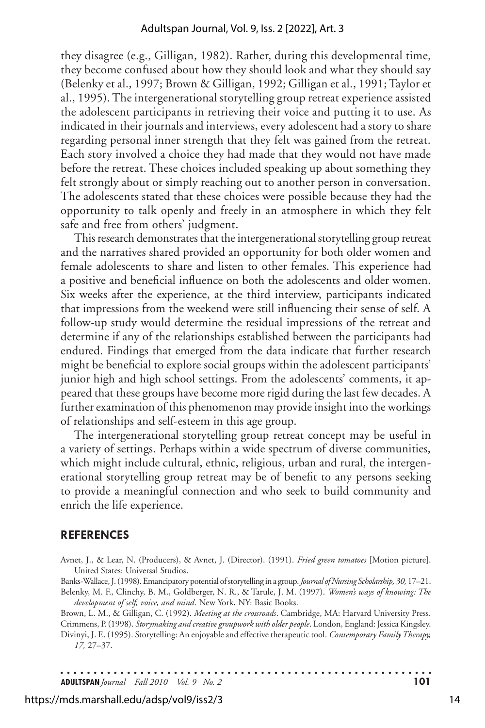they disagree (e.g., Gilligan, 1982). Rather, during this developmental time, they become confused about how they should look and what they should say (Belenky et al., 1997; Brown & Gilligan, 1992; Gilligan et al., 1991; Taylor et al., 1995). The intergenerational storytelling group retreat experience assisted the adolescent participants in retrieving their voice and putting it to use. As indicated in their journals and interviews, every adolescent had a story to share regarding personal inner strength that they felt was gained from the retreat. Each story involved a choice they had made that they would not have made before the retreat. These choices included speaking up about something they felt strongly about or simply reaching out to another person in conversation. The adolescents stated that these choices were possible because they had the opportunity to talk openly and freely in an atmosphere in which they felt safe and free from others' judgment.

This research demonstrates that the intergenerational storytelling group retreat and the narratives shared provided an opportunity for both older women and female adolescents to share and listen to other females. This experience had a positive and beneficial influence on both the adolescents and older women. Six weeks after the experience, at the third interview, participants indicated that impressions from the weekend were still influencing their sense of self. A follow-up study would determine the residual impressions of the retreat and determine if any of the relationships established between the participants had endured. Findings that emerged from the data indicate that further research might be beneficial to explore social groups within the adolescent participants' junior high and high school settings. From the adolescents' comments, it appeared that these groups have become more rigid during the last few decades. A further examination of this phenomenon may provide insight into the workings of relationships and self-esteem in this age group.

The intergenerational storytelling group retreat concept may be useful in a variety of settings. Perhaps within a wide spectrum of diverse communities, which might include cultural, ethnic, religious, urban and rural, the intergenerational storytelling group retreat may be of benefit to any persons seeking to provide a meaningful connection and who seek to build community and enrich the life experience.

## REFERENCES

Avnet, J., & Lear, N. (Producers), & Avnet, J. (Director). (1991). *Fried green tomatoes* [Motion picture]. United States: Universal Studios.

Banks-Wallace, J. (1998). Emancipatory potential of storytelling in a group. *Journal of Nursing Scholarship, 30,* 17–21.

Belenky, M. F., Clinchy, B. M., Goldberger, N. R., & Tarule, J. M. (1997). *Women's ways of knowing: The development of self, voice, and mind*. New York, NY: Basic Books.

Brown, L. M., & Gilligan, C. (1992). *Meeting at the crossroads*. Cambridge, MA: Harvard University Press.

Crimmens, P. (1998). *Storymaking and creative groupwork with older people*. London, England: Jessica Kingsley.

Divinyi, J. E. (1995). Storytelling: An enjoyable and effective therapeutic tool. *Contemporary Family Therapy, 17,* 27–37.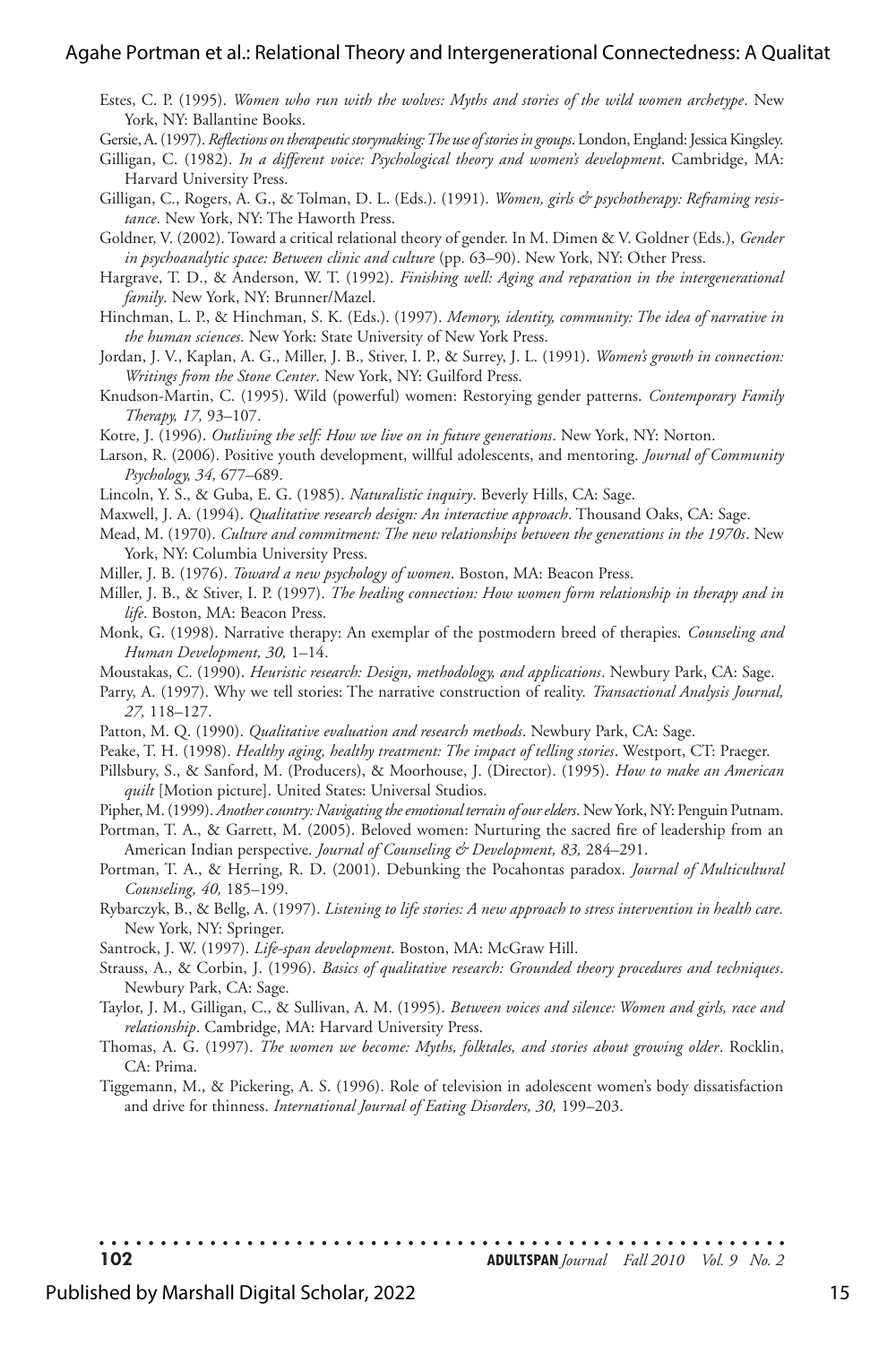Estes, C. P. (1995). *Women who run with the wolves: Myths and stories of the wild women archetype*. New York, NY: Ballantine Books.

Gersie, A. (1997). *Reflections on therapeutic storymaking: The use of stories in groups*. London, England: Jessica Kingsley.

Gilligan, C. (1982). *In a different voice: Psychological theory and women's development*. Cambridge, MA: Harvard University Press.

Gilligan, C., Rogers, A. G., & Tolman, D. L. (Eds.). (1991). *Women, girls & psychotherapy: Reframing resistance*. New York, NY: The Haworth Press.

Goldner, V. (2002). Toward a critical relational theory of gender. In M. Dimen & V. Goldner (Eds.), *Gender in psychoanalytic space: Between clinic and culture* (pp. 63–90). New York, NY: Other Press.

Hargrave, T. D., & Anderson, W. T. (1992). *Finishing well: Aging and reparation in the intergenerational family*. New York, NY: Brunner/Mazel.

Hinchman, L. P., & Hinchman, S. K. (Eds.). (1997). *Memory, identity, community: The idea of narrative in the human sciences*. New York: State University of New York Press.

Jordan, J. V., Kaplan, A. G., Miller, J. B., Stiver, I. P., & Surrey, J. L. (1991). *Women's growth in connection: Writings from the Stone Center*. New York, NY: Guilford Press.

Knudson-Martin, C. (1995). Wild (powerful) women: Restorying gender patterns. *Contemporary Family Therapy, 17,* 93–107.

Kotre, J. (1996). *Outliving the self: How we live on in future generations*. New York, NY: Norton.

Larson, R. (2006). Positive youth development, willful adolescents, and mentoring. *Journal of Community Psychology, 34,* 677–689.

Lincoln, Y. S., & Guba, E. G. (1985). *Naturalistic inquiry*. Beverly Hills, CA: Sage.

Maxwell, J. A. (1994). *Qualitative research design: An interactive approach*. Thousand Oaks, CA: Sage.

Mead, M. (1970). *Culture and commitment: The new relationships between the generations in the 1970s*. New York, NY: Columbia University Press.

Miller, J. B. (1976). *Toward a new psychology of women*. Boston, MA: Beacon Press.

Miller, J. B., & Stiver, I. P. (1997). *The healing connection: How women form relationship in therapy and in life*. Boston, MA: Beacon Press.

Monk, G. (1998). Narrative therapy: An exemplar of the postmodern breed of therapies. *Counseling and Human Development, 30,* 1–14.

Moustakas, C. (1990). *Heuristic research: Design, methodology, and applications*. Newbury Park, CA: Sage.

Parry, A. (1997). Why we tell stories: The narrative construction of reality. *Transactional Analysis Journal, 27,* 118–127.

Patton, M. Q. (1990). *Qualitative evaluation and research methods*. Newbury Park, CA: Sage.

Peake, T. H. (1998). *Healthy aging, healthy treatment: The impact of telling stories*. Westport, CT: Praeger.

Pillsbury, S., & Sanford, M. (Producers), & Moorhouse, J. (Director). (1995). *How to make an American quilt* [Motion picture]. United States: Universal Studios.

Pipher, M. (1999). *Another country: Navigating the emotional terrain of our elders*. New York, NY: Penguin Putnam.

Portman, T. A., & Garrett, M. (2005). Beloved women: Nurturing the sacred fire of leadership from an American Indian perspective. *Journal of Counseling & Development, 83,* 284–291.

Portman, T. A., & Herring, R. D. (2001). Debunking the Pocahontas paradox. *Journal of Multicultural Counseling, 40,* 185–199.

Rybarczyk, B., & Bellg, A. (1997). *Listening to life stories: A new approach to stress intervention in health care.* New York, NY: Springer.

Santrock, J. W. (1997). *Life-span development*. Boston, MA: McGraw Hill.

Strauss, A., & Corbin, J. (1996). *Basics of qualitative research: Grounded theory procedures and techniques*. Newbury Park, CA: Sage.

Taylor, J. M., Gilligan, C., & Sullivan, A. M. (1995). *Between voices and silence: Women and girls, race and relationship*. Cambridge, MA: Harvard University Press.

Thomas, A. G. (1997). *The women we become: Myths, folktales, and stories about growing older*. Rocklin, CA: Prima.

Tiggemann, M., & Pickering, A. S. (1996). Role of television in adolescent women's body dissatisfaction and drive for thinness. *International Journal of Eating Disorders, 30,* 199–203.